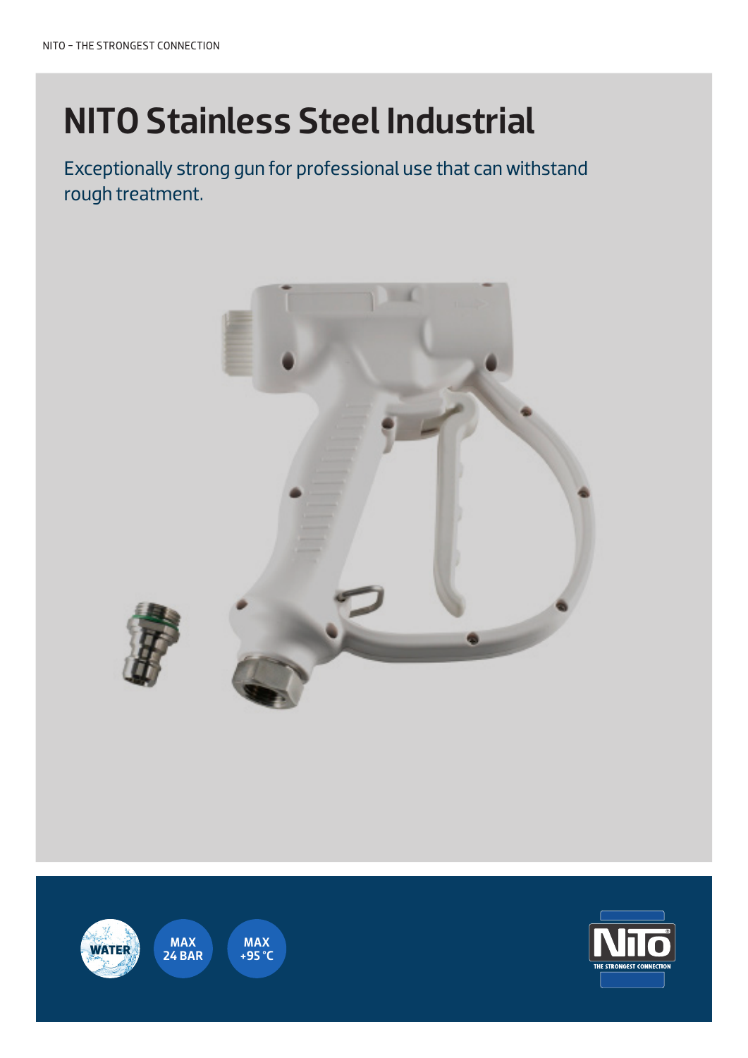# NITO Stainless Steel Industrial

Exceptionally strong gun for professional use that can withstand rough treatment.

WATER

MAX 24 BAR

MAX +95 °C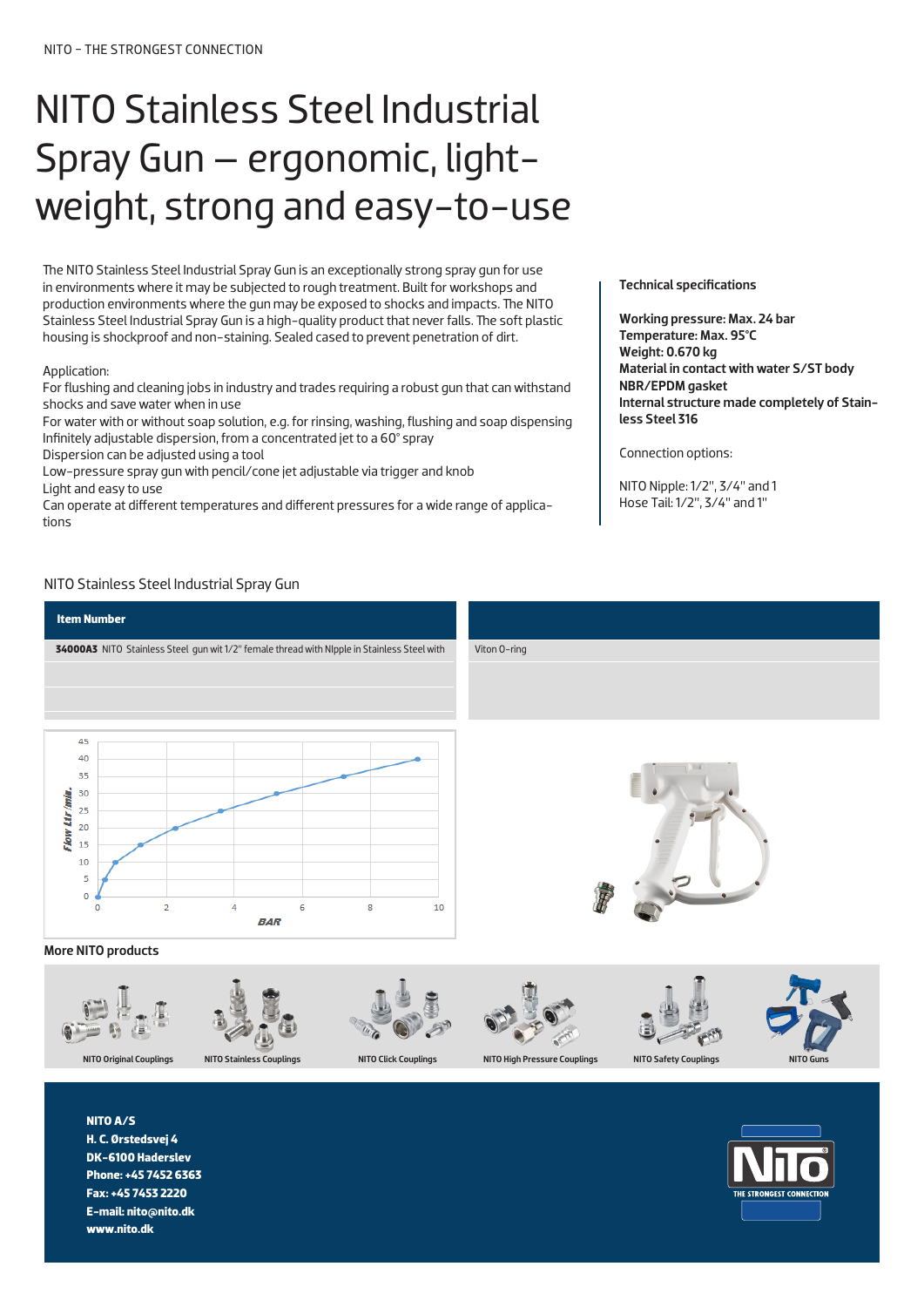# NITO Stainless Steel Industrial Spray Gun – ergonomic, light-weight, strong and easy-to-use

The NITO Stainless Steel Industrial Spray Gun is an exceptionally strong spray gun for use in environments where it may be subjected to rough treatment. Built for workshops and production environments where the gun may be exposed to shocks and impacts. The NITO Stainless Steel Industrial Spray Gun is a high-quality product that never falls. The soft plastic housing is shockproof and non-staining. Sealed cased to prevent penetration of dirt.

Application:
For flushing and cleaning jobs in industry and trades requiring a robust gun that can withstand shocks and save water when in use
For water with or without soap solution, e.g. for rinsing, washing, flushing and soap dispensing
Infinitely adjustable dispersion, from a concentrated jet to a 60° spray
Dispersion can be adjusted using a tool
Low-pressure spray gun with pencil/cone jet adjustable via trigger and knob
Light and easy to use
Can operate at different temperatures and different pressures for a wide range of applications

**Technical specifications**

**Working pressure: Max. 24 bar**
**Temperature: Max. 95°C**
**Weight: 0.670 kg**
**Material in contact with water S/ST body**
**NBR/EPDM gasket**
**Internal structure made completely of Stainless Steel 316**

Connection options:

NITO Nipple: 1/2", 3/4" and 1"
Hose Tail: 1/2", 3/4" and 1"

NITO Stainless Steel Industrial Spray Gun

| Item Number | |
|---|---|
| **34000A3** NITO Stainless Steel gun wit 1/2" female thread with NIpple in Stainless Steel with | Viton O-ring |

Flow Ltr/min.
45
40
35
30
25
20
15
10
5
0
0
2
4
6
8
10
BAR

**More NITO products**

NITO Original Couplings
NITO Stainless Couplings
NITO Click Couplings
NITO High Pressure Couplings
NITO Safety Couplings
NITO Guns

**NITO A/S**
**H. C. Ørstedsvej 4**
**DK-6100 Haderslev**
**Phone: +45 7452 6363**
**Fax: +45 7453 2220**
**E-mail: nito@nito.dk**
**www.nito.dk**

NITO THE STRONGEST CONNECTION